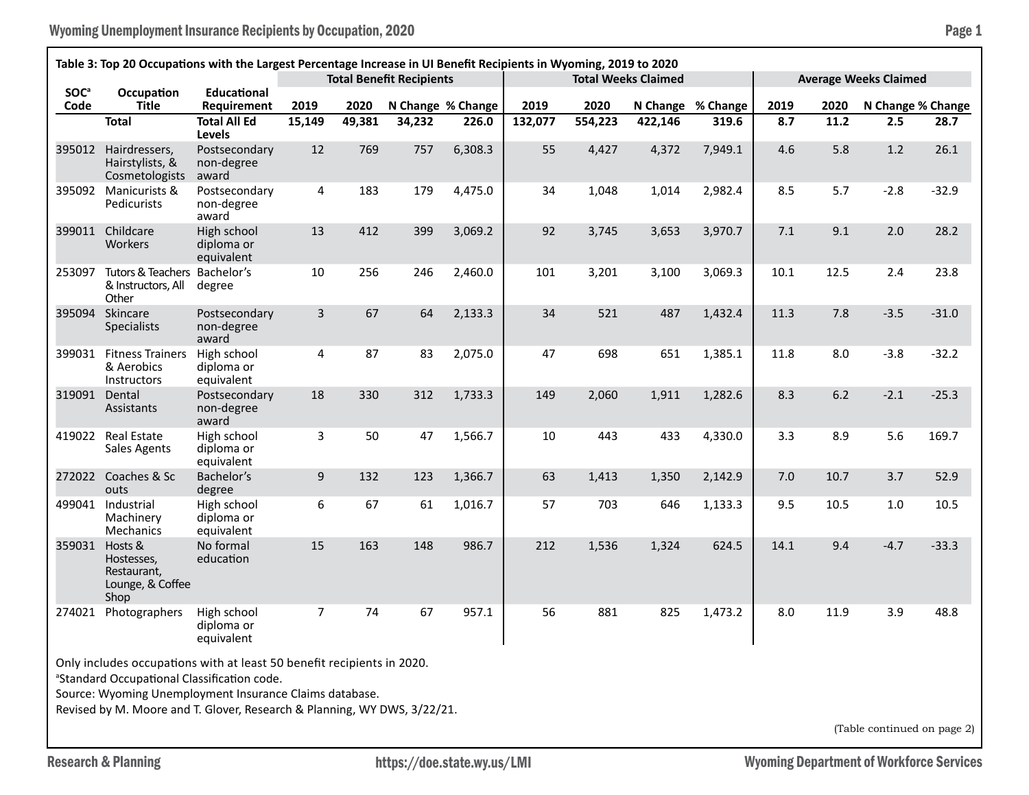**Table 3: Top 20 Occupations with the Largest Percentage Increase in UI Benefit Recipients in Wyoming, 2019 to 2020**

| SOC[a] Code | Occupation Title | Educational Requirement | Total Benefit Recipients | | | | Total Weeks Claimed | | | | Average Weeks Claimed | | | |
|---|---|---|---|---|---|---|---|---|---|---|---|---|---|---|
| | | | 2019 | 2020 | N Change | % Change | 2019 | 2020 | N Change | % Change | 2019 | 2020 | N Change | % Change |
| | **Total** | **Total All Ed Levels** | **15,149** | **49,381** | **34,232** | **226.0** | **132,077** | **554,223** | **422,146** | **319.6** | **8.7** | **11.2** | **2.5** | **28.7** |
| 395012 | Hairdressers, Hairstylists, & Cosmetologists | Postsecondary non-degree award | 12 | 769 | 757 | 6,308.3 | 55 | 4,427 | 4,372 | 7,949.1 | 4.6 | 5.8 | 1.2 | 26.1 |
| 395092 | Manicurists & Pedicurists | Postsecondary non-degree award | 4 | 183 | 179 | 4,475.0 | 34 | 1,048 | 1,014 | 2,982.4 | 8.5 | 5.7 | -2.8 | -32.9 |
| 399011 | Childcare Workers | High school diploma or equivalent | 13 | 412 | 399 | 3,069.2 | 92 | 3,745 | 3,653 | 3,970.7 | 7.1 | 9.1 | 2.0 | 28.2 |
| 253097 | Tutors & Teachers & Instructors, All Other | Bachelor's degree | 10 | 256 | 246 | 2,460.0 | 101 | 3,201 | 3,100 | 3,069.3 | 10.1 | 12.5 | 2.4 | 23.8 |
| 395094 | Skincare Specialists | Postsecondary non-degree award | 3 | 67 | 64 | 2,133.3 | 34 | 521 | 487 | 1,432.4 | 11.3 | 7.8 | -3.5 | -31.0 |
| 399031 | Fitness Trainers & Aerobics Instructors | High school diploma or equivalent | 4 | 87 | 83 | 2,075.0 | 47 | 698 | 651 | 1,385.1 | 11.8 | 8.0 | -3.8 | -32.2 |
| 319091 | Dental Assistants | Postsecondary non-degree award | 18 | 330 | 312 | 1,733.3 | 149 | 2,060 | 1,911 | 1,282.6 | 8.3 | 6.2 | -2.1 | -25.3 |
| 419022 | Real Estate Sales Agents | High school diploma or equivalent | 3 | 50 | 47 | 1,566.7 | 10 | 443 | 433 | 4,330.0 | 3.3 | 8.9 | 5.6 | 169.7 |
| 272022 | Coaches & Sc outs | Bachelor's degree | 9 | 132 | 123 | 1,366.7 | 63 | 1,413 | 1,350 | 2,142.9 | 7.0 | 10.7 | 3.7 | 52.9 |
| 499041 | Industrial Machinery Mechanics | High school diploma or equivalent | 6 | 67 | 61 | 1,016.7 | 57 | 703 | 646 | 1,133.3 | 9.5 | 10.5 | 1.0 | 10.5 |
| 359031 | Hosts & Hostesses, Restaurant, Lounge, & Coffee Shop | No formal education | 15 | 163 | 148 | 986.7 | 212 | 1,536 | 1,324 | 624.5 | 14.1 | 9.4 | -4.7 | -33.3 |
| 274021 | Photographers | High school diploma or equivalent | 7 | 74 | 67 | 957.1 | 56 | 881 | 825 | 1,473.2 | 8.0 | 11.9 | 3.9 | 48.8 |

Only includes occupations with at least 50 benefit recipients in 2020.

[a]Standard Occupational Classification code.

Source: Wyoming Unemployment Insurance Claims database.

Revised by M. Moore and T. Glover, Research & Planning, WY DWS, 3/22/21.

(Table continued on page 2)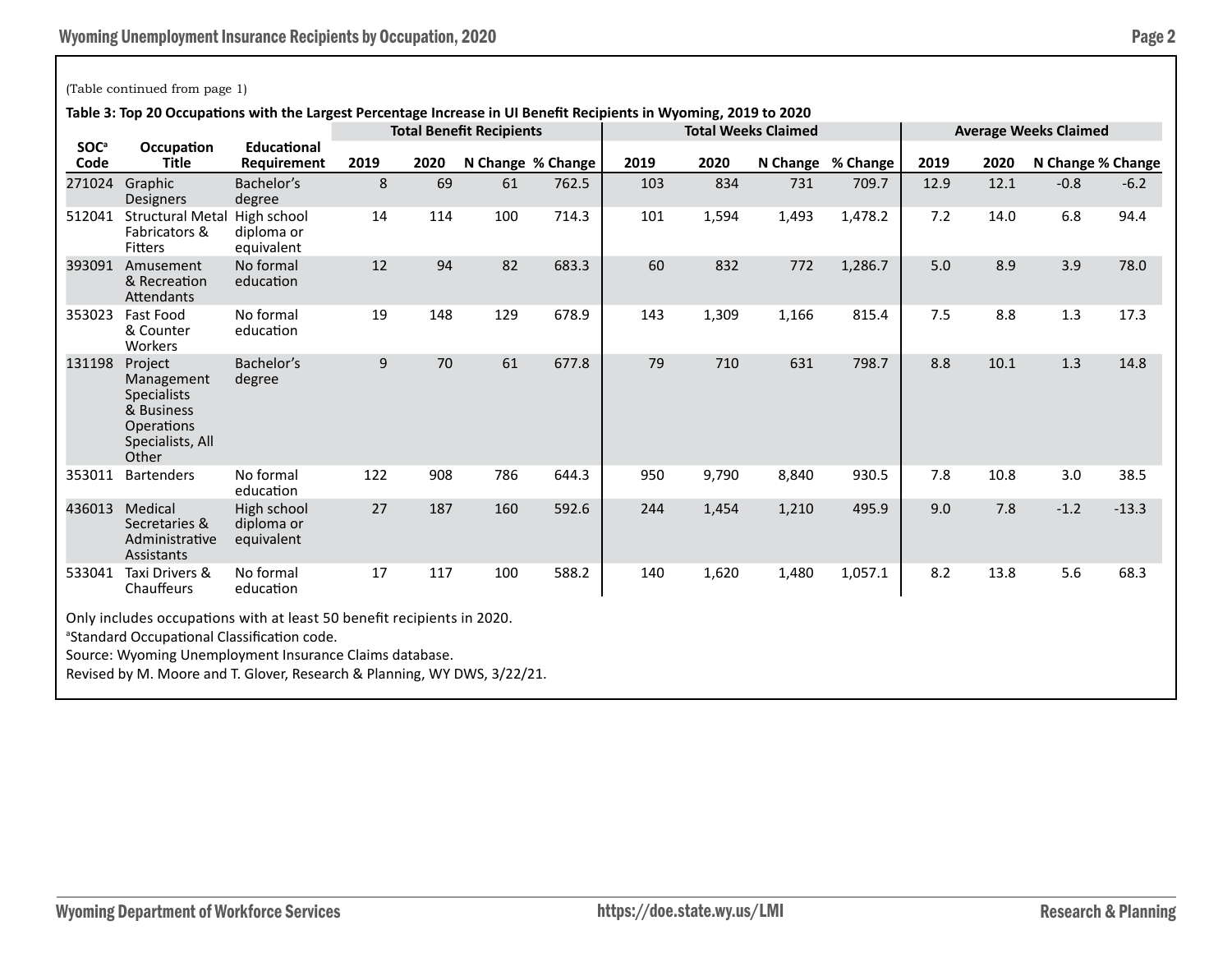(Table continued from page 1)

**Table 3: Top 20 Occupations with the Largest Percentage Increase in UI Benefit Recipients in Wyoming, 2019 to 2020**

| SOC[a] Code | Occupation Title | Educational Requirement | Total Benefit Recipients | | | | Total Weeks Claimed | | | | Average Weeks Claimed | | | |
|---|---|---|---|---|---|---|---|---|---|---|---|---|---|---|
| | | | 2019 | 2020 | N Change | % Change | 2019 | 2020 | N Change | % Change | 2019 | 2020 | N Change | % Change |
| 271024 | Graphic Designers | Bachelor's degree | 8 | 69 | 61 | 762.5 | 103 | 834 | 731 | 709.7 | 12.9 | 12.1 | -0.8 | -6.2 |
| 512041 | Structural Metal Fabricators & Fitters | High school diploma or equivalent | 14 | 114 | 100 | 714.3 | 101 | 1,594 | 1,493 | 1,478.2 | 7.2 | 14.0 | 6.8 | 94.4 |
| 393091 | Amusement & Recreation Attendants | No formal education | 12 | 94 | 82 | 683.3 | 60 | 832 | 772 | 1,286.7 | 5.0 | 8.9 | 3.9 | 78.0 |
| 353023 | Fast Food & Counter Workers | No formal education | 19 | 148 | 129 | 678.9 | 143 | 1,309 | 1,166 | 815.4 | 7.5 | 8.8 | 1.3 | 17.3 |
| 131198 | Project Management Specialists & Business Operations Specialists, All Other | Bachelor's degree | 9 | 70 | 61 | 677.8 | 79 | 710 | 631 | 798.7 | 8.8 | 10.1 | 1.3 | 14.8 |
| 353011 | Bartenders | No formal education | 122 | 908 | 786 | 644.3 | 950 | 9,790 | 8,840 | 930.5 | 7.8 | 10.8 | 3.0 | 38.5 |
| 436013 | Medical Secretaries & Administrative Assistants | High school diploma or equivalent | 27 | 187 | 160 | 592.6 | 244 | 1,454 | 1,210 | 495.9 | 9.0 | 7.8 | -1.2 | -13.3 |
| 533041 | Taxi Drivers & Chauffeurs | No formal education | 17 | 117 | 100 | 588.2 | 140 | 1,620 | 1,480 | 1,057.1 | 8.2 | 13.8 | 5.6 | 68.3 |

Only includes occupations with at least 50 benefit recipients in 2020.

[a]Standard Occupational Classification code.

Source: Wyoming Unemployment Insurance Claims database.

Revised by M. Moore and T. Glover, Research & Planning, WY DWS, 3/22/21.